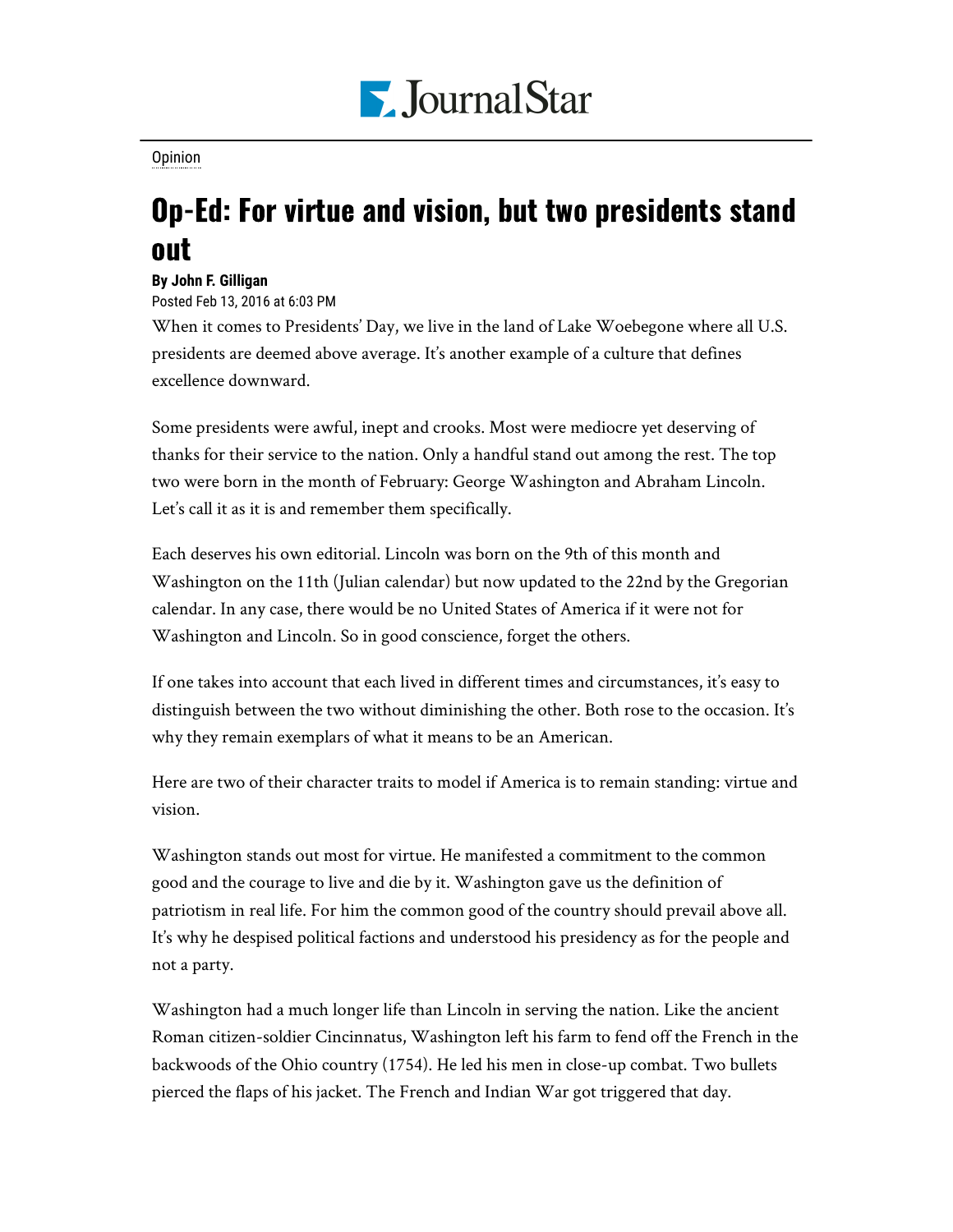Opinion

# Op-Ed: For virtue and vision, but two presidents stand out

**By John F. Gilligan**

Posted Feb 13, 2016 at 6:03 PM

When it comes to Presidents' Day, we live in the land of Lake Woebegone where all U.S. presidents are deemed above average. It's another example of a culture that defines excellence downward.

Some presidents were awful, inept and crooks. Most were mediocre yet deserving of thanks for their service to the nation. Only a handful stand out among the rest. The top two were born in the month of February: George Washington and Abraham Lincoln. Let's call it as it is and remember them specifically.

Each deserves his own editorial. Lincoln was born on the 9th of this month and Washington on the 11th (Julian calendar) but now updated to the 22nd by the Gregorian calendar. In any case, there would be no United States of America if it were not for Washington and Lincoln. So in good conscience, forget the others.

If one takes into account that each lived in different times and circumstances, it's easy to distinguish between the two without diminishing the other. Both rose to the occasion. It's why they remain exemplars of what it means to be an American.

Here are two of their character traits to model if America is to remain standing: virtue and vision.

Washington stands out most for virtue. He manifested a commitment to the common good and the courage to live and die by it. Washington gave us the definition of patriotism in real life. For him the common good of the country should prevail above all. It's why he despised political factions and understood his presidency as for the people and not a party.

Washington had a much longer life than Lincoln in serving the nation. Like the ancient Roman citizen-soldier Cincinnatus, Washington left his farm to fend off the French in the backwoods of the Ohio country (1754). He led his men in close-up combat. Two bullets pierced the flaps of his jacket. The French and Indian War got triggered that day.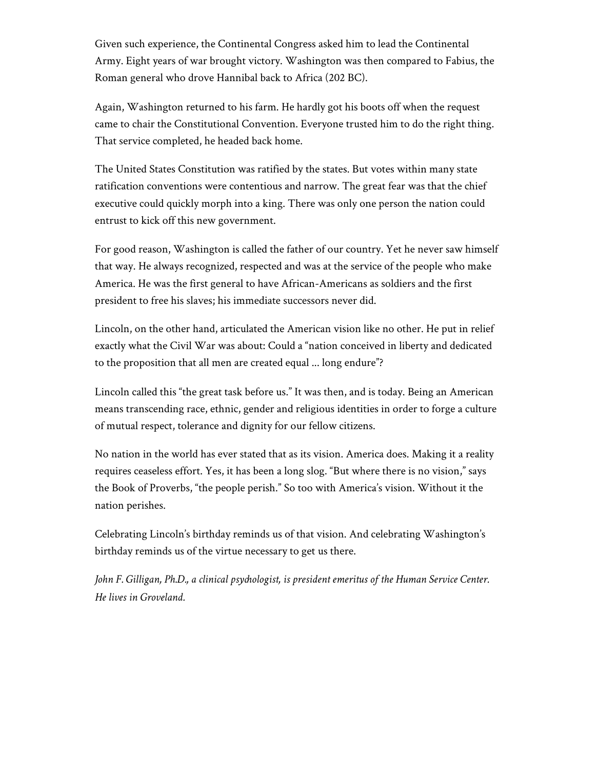Given such experience, the Continental Congress asked him to lead the Continental Army. Eight years of war brought victory. Washington was then compared to Fabius, the Roman general who drove Hannibal back to Africa (202 BC).

Again, Washington returned to his farm. He hardly got his boots off when the request came to chair the Constitutional Convention. Everyone trusted him to do the right thing. That service completed, he headed back home.

The United States Constitution was ratified by the states. But votes within many state ratification conventions were contentious and narrow. The great fear was that the chief executive could quickly morph into a king. There was only one person the nation could entrust to kick off this new government.

For good reason, Washington is called the father of our country. Yet he never saw himself that way. He always recognized, respected and was at the service of the people who make America. He was the first general to have African-Americans as soldiers and the first president to free his slaves; his immediate successors never did.

Lincoln, on the other hand, articulated the American vision like no other. He put in relief exactly what the Civil War was about: Could a "nation conceived in liberty and dedicated to the proposition that all men are created equal ... long endure"?

Lincoln called this "the great task before us." It was then, and is today. Being an American means transcending race, ethnic, gender and religious identities in order to forge a culture of mutual respect, tolerance and dignity for our fellow citizens.

No nation in the world has ever stated that as its vision. America does. Making it a reality requires ceaseless effort. Yes, it has been a long slog. "But where there is no vision," says the Book of Proverbs, "the people perish." So too with America's vision. Without it the nation perishes.

Celebrating Lincoln's birthday reminds us of that vision. And celebrating Washington's birthday reminds us of the virtue necessary to get us there.

*John F. Gilligan, Ph.D., a clinical psychologist, is president emeritus of the Human Service Center. He lives in Groveland.*